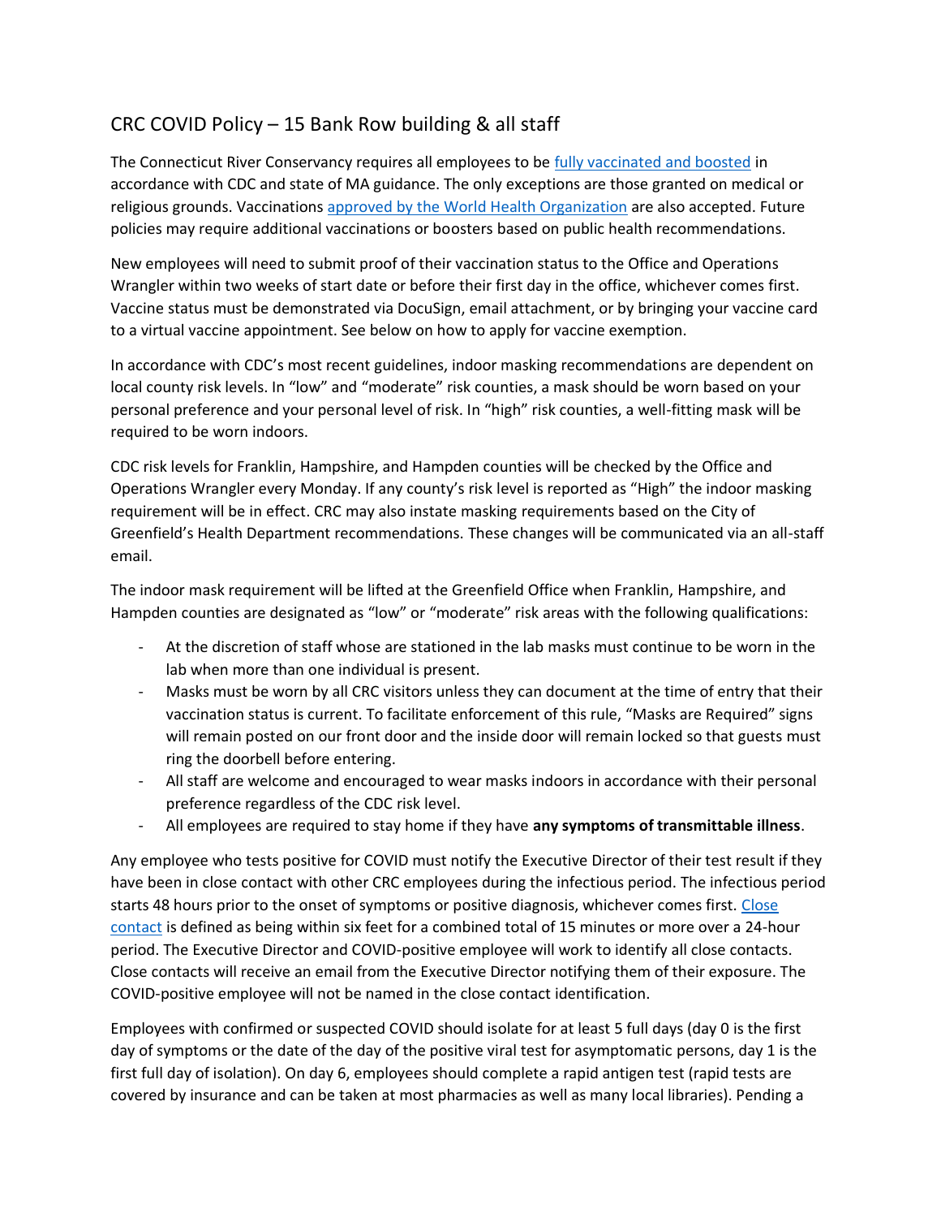## CRC COVID Policy – 15 Bank Row building & all staff

The Connecticut River Conservancy requires all employees to be [fully vaccinated and boosted]() in accordance with CDC and state of MA guidance. The only exceptions are those granted on medical or religious grounds. Vaccinations [approved by the World Health Organization]() are also accepted. Future policies may require additional vaccinations or boosters based on public health recommendations.

New employees will need to submit proof of their vaccination status to the Office and Operations Wrangler within two weeks of start date or before their first day in the office, whichever comes first. Vaccine status must be demonstrated via DocuSign, email attachment, or by bringing your vaccine card to a virtual vaccine appointment. See below on how to apply for vaccine exemption.

In accordance with CDC's most recent guidelines, indoor masking recommendations are dependent on local county risk levels. In "low" and "moderate" risk counties, a mask should be worn based on your personal preference and your personal level of risk. In "high" risk counties, a well-fitting mask will be required to be worn indoors.

CDC risk levels for Franklin, Hampshire, and Hampden counties will be checked by the Office and Operations Wrangler every Monday. If any county's risk level is reported as "High" the indoor masking requirement will be in effect. CRC may also instate masking requirements based on the City of Greenfield's Health Department recommendations. These changes will be communicated via an all-staff email.

The indoor mask requirement will be lifted at the Greenfield Office when Franklin, Hampshire, and Hampden counties are designated as "low" or "moderate" risk areas with the following qualifications:

- At the discretion of staff whose are stationed in the lab masks must continue to be worn in the lab when more than one individual is present.
- Masks must be worn by all CRC visitors unless they can document at the time of entry that their vaccination status is current. To facilitate enforcement of this rule, "Masks are Required" signs will remain posted on our front door and the inside door will remain locked so that guests must ring the doorbell before entering.
- All staff are welcome and encouraged to wear masks indoors in accordance with their personal preference regardless of the CDC risk level.
- All employees are required to stay home if they have **any symptoms of transmittable illness**.

Any employee who tests positive for COVID must notify the Executive Director of their test result if they have been in close contact with other CRC employees during the infectious period. The infectious period starts 48 hours prior to the onset of symptoms or positive diagnosis, whichever comes first. [Close contact]() is defined as being within six feet for a combined total of 15 minutes or more over a 24-hour period. The Executive Director and COVID-positive employee will work to identify all close contacts. Close contacts will receive an email from the Executive Director notifying them of their exposure. The COVID-positive employee will not be named in the close contact identification.

Employees with confirmed or suspected COVID should isolate for at least 5 full days (day 0 is the first day of symptoms or the date of the day of the positive viral test for asymptomatic persons, day 1 is the first full day of isolation). On day 6, employees should complete a rapid antigen test (rapid tests are covered by insurance and can be taken at most pharmacies as well as many local libraries). Pending a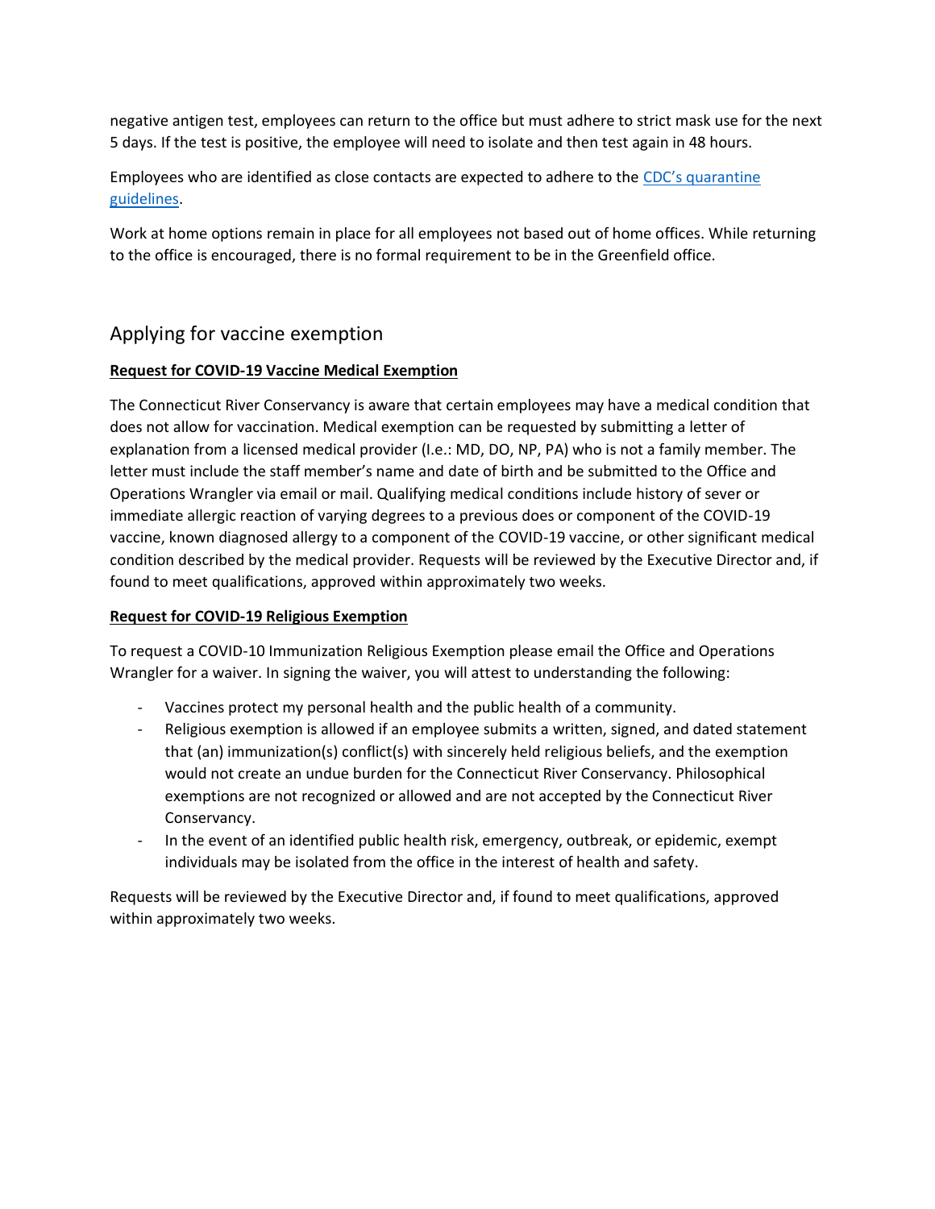negative antigen test, employees can return to the office but must adhere to strict mask use for the next 5 days. If the test is positive, the employee will need to isolate and then test again in 48 hours.

Employees who are identified as close contacts are expected to adhere to the [CDC's quarantine guidelines](#).

Work at home options remain in place for all employees not based out of home offices. While returning to the office is encouraged, there is no formal requirement to be in the Greenfield office.

## Applying for vaccine exemption

**Request for COVID-19 Vaccine Medical Exemption**

The Connecticut River Conservancy is aware that certain employees may have a medical condition that does not allow for vaccination. Medical exemption can be requested by submitting a letter of explanation from a licensed medical provider (I.e.: MD, DO, NP, PA) who is not a family member. The letter must include the staff member's name and date of birth and be submitted to the Office and Operations Wrangler via email or mail. Qualifying medical conditions include history of sever or immediate allergic reaction of varying degrees to a previous does or component of the COVID-19 vaccine, known diagnosed allergy to a component of the COVID-19 vaccine, or other significant medical condition described by the medical provider. Requests will be reviewed by the Executive Director and, if found to meet qualifications, approved within approximately two weeks.

**Request for COVID-19 Religious Exemption**

To request a COVID-10 Immunization Religious Exemption please email the Office and Operations Wrangler for a waiver. In signing the waiver, you will attest to understanding the following:

- Vaccines protect my personal health and the public health of a community.
- Religious exemption is allowed if an employee submits a written, signed, and dated statement that (an) immunization(s) conflict(s) with sincerely held religious beliefs, and the exemption would not create an undue burden for the Connecticut River Conservancy. Philosophical exemptions are not recognized or allowed and are not accepted by the Connecticut River Conservancy.
- In the event of an identified public health risk, emergency, outbreak, or epidemic, exempt individuals may be isolated from the office in the interest of health and safety.

Requests will be reviewed by the Executive Director and, if found to meet qualifications, approved within approximately two weeks.